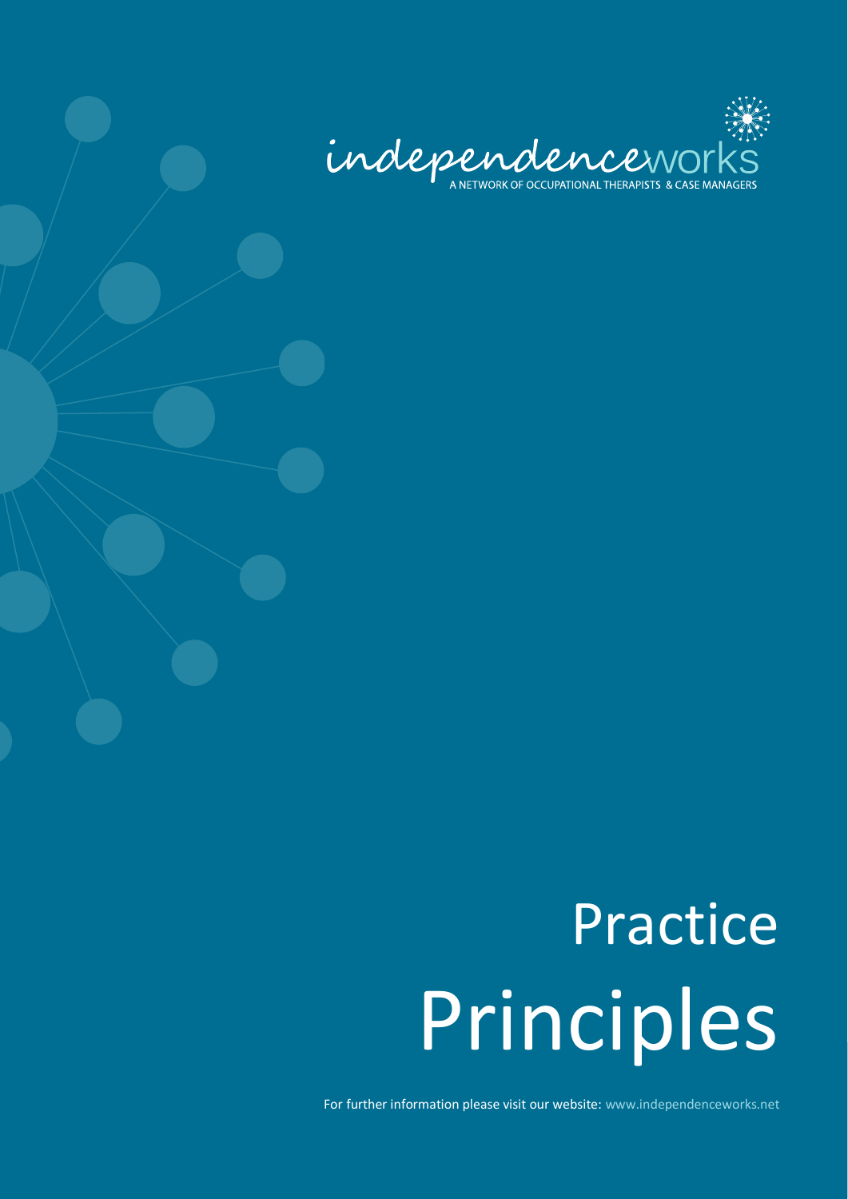independenceworks

A NETWORK OF OCCUPATIONAL THERAPISTS & CASE MANAGERS

# Practice Principles

For further information please visit our website: www.independenceworks.net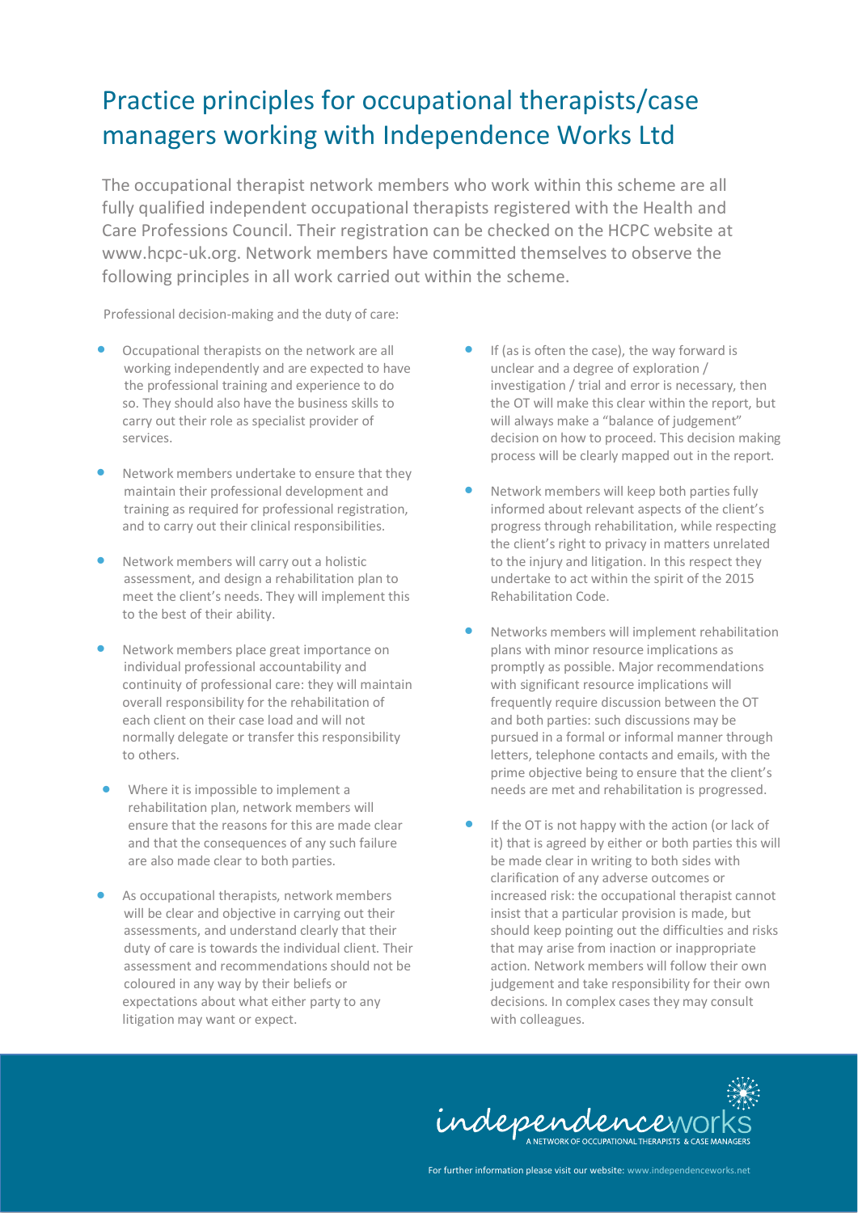# Practice principles for occupational therapists/case managers working with Independence Works Ltd

The occupational therapist network members who work within this scheme are all fully qualified independent occupational therapists registered with the Health and Care Professions Council. Their registration can be checked on the HCPC website at www.hcpc-uk.org. Network members have committed themselves to observe the following principles in all work carried out within the scheme.

Professional decision-making and the duty of care:

- Occupational therapists on the network are all working independently and are expected to have the professional training and experience to do so. They should also have the business skills to carry out their role as specialist provider of services.
- Network members undertake to ensure that they maintain their professional development and training as required for professional registration, and to carry out their clinical responsibilities.
- Network members will carry out a holistic assessment, and design a rehabilitation plan to meet the client's needs. They will implement this to the best of their ability.
- Network members place great importance on individual professional accountability and continuity of professional care: they will maintain overall responsibility for the rehabilitation of each client on their case load and will not normally delegate or transfer this responsibility to others.
- Where it is impossible to implement a rehabilitation plan, network members will ensure that the reasons for this are made clear and that the consequences of any such failure are also made clear to both parties.
- As occupational therapists, network members will be clear and objective in carrying out their assessments, and understand clearly that their duty of care is towards the individual client. Their assessment and recommendations should not be coloured in any way by their beliefs or expectations about what either party to any litigation may want or expect.
- If (as is often the case), the way forward is unclear and a degree of exploration / investigation / trial and error is necessary, then the OT will make this clear within the report, but will always make a "balance of judgement" decision on how to proceed. This decision making process will be clearly mapped out in the report.
- Network members will keep both parties fully informed about relevant aspects of the client's progress through rehabilitation, while respecting the client's right to privacy in matters unrelated to the injury and litigation. In this respect they undertake to act within the spirit of the 2015 Rehabilitation Code.
- Networks members will implement rehabilitation plans with minor resource implications as promptly as possible. Major recommendations with significant resource implications will frequently require discussion between the OT and both parties: such discussions may be pursued in a formal or informal manner through letters, telephone contacts and emails, with the prime objective being to ensure that the client's needs are met and rehabilitation is progressed.
- If the OT is not happy with the action (or lack of it) that is agreed by either or both parties this will be made clear in writing to both sides with clarification of any adverse outcomes or increased risk: the occupational therapist cannot insist that a particular provision is made, but should keep pointing out the difficulties and risks that may arise from inaction or inappropriate action. Network members will follow their own judgement and take responsibility for their own decisions. In complex cases they may consult with colleagues.

independenceworks
A NETWORK OF OCCUPATIONAL THERAPISTS & CASE MANAGERS

For further information please visit our website: www.independenceworks.net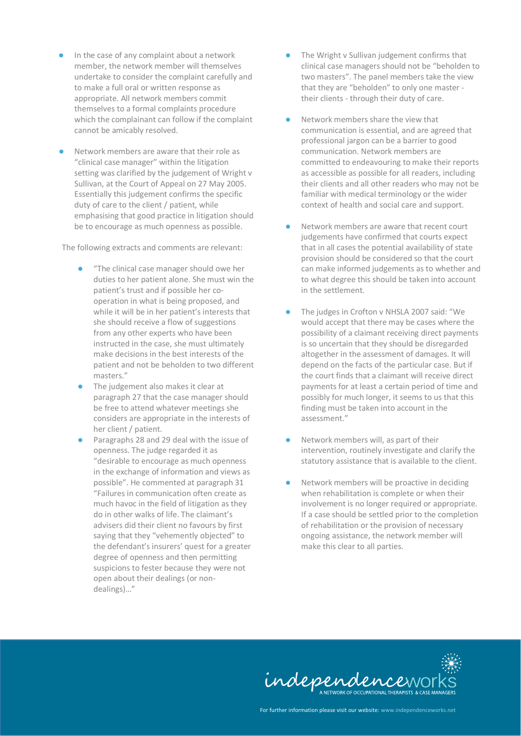- In the case of any complaint about a network member, the network member will themselves undertake to consider the complaint carefully and to make a full oral or written response as appropriate. All network members commit themselves to a formal complaints procedure which the complainant can follow if the complaint cannot be amicably resolved.

- Network members are aware that their role as "clinical case manager" within the litigation setting was clarified by the judgement of Wright v Sullivan, at the Court of Appeal on 27 May 2005. Essentially this judgement confirms the specific duty of care to the client / patient, while emphasising that good practice in litigation should be to encourage as much openness as possible.

The following extracts and comments are relevant:

  - "The clinical case manager should owe her duties to her patient alone. She must win the patient's trust and if possible her co-operation in what is being proposed, and while it will be in her patient's interests that she should receive a flow of suggestions from any other experts who have been instructed in the case, she must ultimately make decisions in the best interests of the patient and not be beholden to two different masters."
  - The judgement also makes it clear at paragraph 27 that the case manager should be free to attend whatever meetings she considers are appropriate in the interests of her client / patient.
  - Paragraphs 28 and 29 deal with the issue of openness. The judge regarded it as "desirable to encourage as much openness in the exchange of information and views as possible". He commented at paragraph 31 "Failures in communication often create as much havoc in the field of litigation as they do in other walks of life. The claimant's advisers did their client no favours by first saying that they "vehemently objected" to the defendant's insurers' quest for a greater degree of openness and then permitting suspicions to fester because they were not open about their dealings (or non-dealings)…"

- The Wright v Sullivan judgement confirms that clinical case managers should not be "beholden to two masters". The panel members take the view that they are "beholden" to only one master - their clients - through their duty of care.

- Network members share the view that communication is essential, and are agreed that professional jargon can be a barrier to good communication. Network members are committed to endeavouring to make their reports as accessible as possible for all readers, including their clients and all other readers who may not be familiar with medical terminology or the wider context of health and social care and support.

- Network members are aware that recent court judgements have confirmed that courts expect that in all cases the potential availability of state provision should be considered so that the court can make informed judgements as to whether and to what degree this should be taken into account in the settlement.

- The judges in Crofton v NHSLA 2007 said: "We would accept that there may be cases where the possibility of a claimant receiving direct payments is so uncertain that they should be disregarded altogether in the assessment of damages. It will depend on the facts of the particular case. But if the court finds that a claimant will receive direct payments for at least a certain period of time and possibly for much longer, it seems to us that this finding must be taken into account in the assessment."

- Network members will, as part of their intervention, routinely investigate and clarify the statutory assistance that is available to the client.

- Network members will be proactive in deciding when rehabilitation is complete or when their involvement is no longer required or appropriate. If a case should be settled prior to the completion of rehabilitation or the provision of necessary ongoing assistance, the network member will make this clear to all parties.

independenceworks
A NETWORK OF OCCUPATIONAL THERAPISTS & CASE MANAGERS

For further information please visit our website: www.independenceworks.net